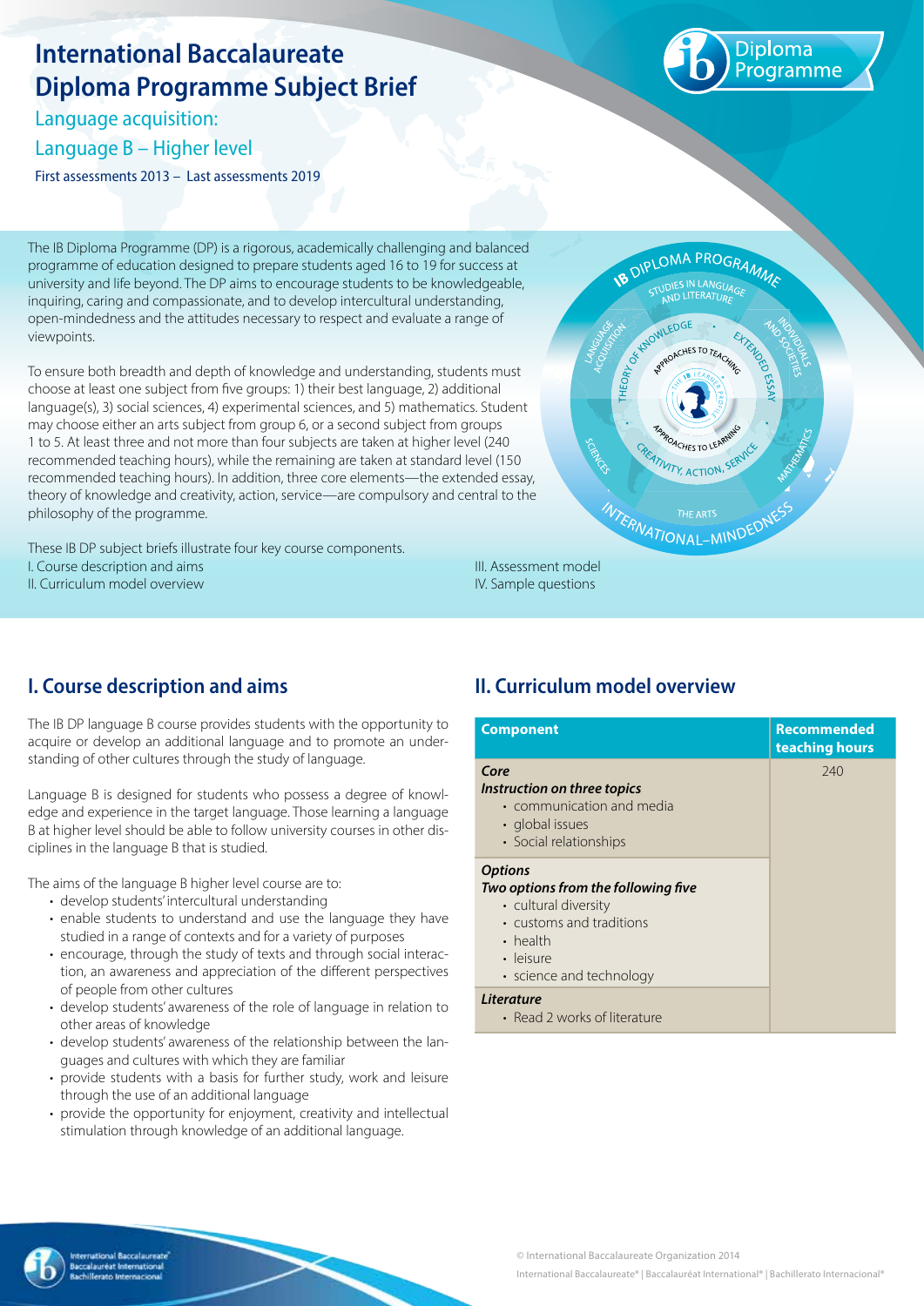# International Baccalaureate Diploma Programme Subject Brief

Language acquisition:

Language B – Higher level

First assessments 2013 – Last assessments 2019

The IB Diploma Programme (DP) is a rigorous, academically challenging and balanced programme of education designed to prepare students aged 16 to 19 for success at university and life beyond. The DP aims to encourage students to be knowledgeable, inquiring, caring and compassionate, and to develop intercultural understanding, open-mindedness and the attitudes necessary to respect and evaluate a range of viewpoints.

To ensure both breadth and depth of knowledge and understanding, students must choose at least one subject from five groups: 1) their best language, 2) additional language(s), 3) social sciences, 4) experimental sciences, and 5) mathematics. Student may choose either an arts subject from group 6, or a second subject from groups 1 to 5. At least three and not more than four subjects are taken at higher level (240 recommended teaching hours), while the remaining are taken at standard level (150 recommended teaching hours). In addition, three core elements—the extended essay, theory of knowledge and creativity, action, service—are compulsory and central to the philosophy of the programme.

These IB DP subject briefs illustrate four key course components.

I. Course description and aims

II. Curriculum model overview

III. Assessment model

IV. Sample questions

## I. Course description and aims

The IB DP language B course provides students with the opportunity to acquire or develop an additional language and to promote an understanding of other cultures through the study of language.

Language B is designed for students who possess a degree of knowledge and experience in the target language. Those learning a language B at higher level should be able to follow university courses in other disciplines in the language B that is studied.

The aims of the language B higher level course are to:

- develop students' intercultural understanding
- enable students to understand and use the language they have studied in a range of contexts and for a variety of purposes
- encourage, through the study of texts and through social interaction, an awareness and appreciation of the different perspectives of people from other cultures
- develop students' awareness of the role of language in relation to other areas of knowledge
- develop students' awareness of the relationship between the languages and cultures with which they are familiar
- provide students with a basis for further study, work and leisure through the use of an additional language
- provide the opportunity for enjoyment, creativity and intellectual stimulation through knowledge of an additional language.

## II. Curriculum model overview

| Component | Recommended teaching hours |
|---|---|
| ***Core*** <br> ***Instruction on three topics*** <br> • communication and media <br> • global issues <br> • Social relationships | 240 |
| ***Options*** <br> ***Two options from the following five*** <br> • cultural diversity <br> • customs and traditions <br> • health <br> • leisure <br> • science and technology | |
| ***Literature*** <br> • Read 2 works of literature | |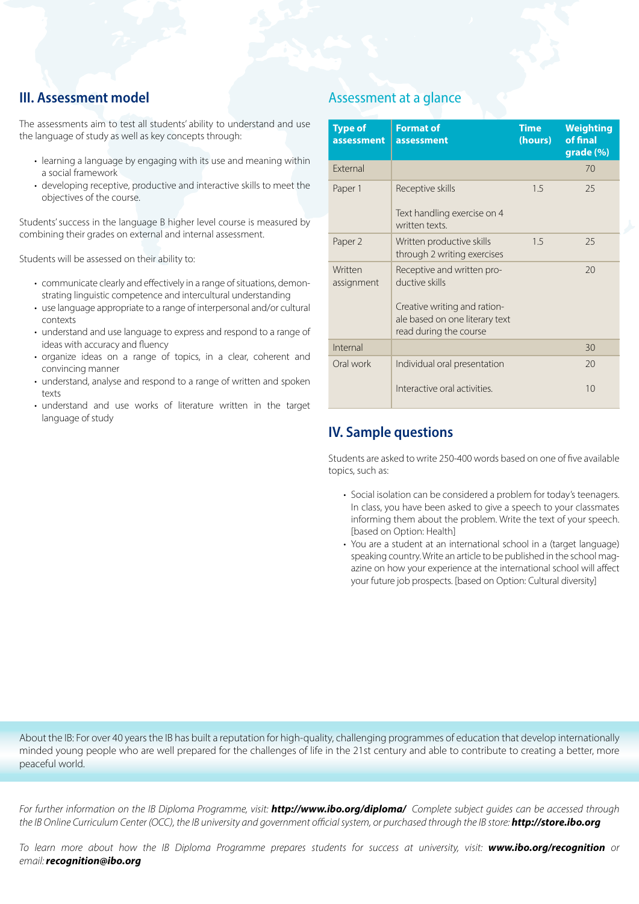## III. Assessment model

The assessments aim to test all students' ability to understand and use the language of study as well as key concepts through:

- learning a language by engaging with its use and meaning within a social framework
- developing receptive, productive and interactive skills to meet the objectives of the course.

Students' success in the language B higher level course is measured by combining their grades on external and internal assessment.

Students will be assessed on their ability to:

- communicate clearly and effectively in a range of situations, demonstrating linguistic competence and intercultural understanding
- use language appropriate to a range of interpersonal and/or cultural contexts
- understand and use language to express and respond to a range of ideas with accuracy and fluency
- organize ideas on a range of topics, in a clear, coherent and convincing manner
- understand, analyse and respond to a range of written and spoken texts
- understand and use works of literature written in the target language of study

## Assessment at a glance

| Type of assessment | Format of assessment | Time (hours) | Weighting of final grade (%) |
|---|---|---|---|
| External | | | 70 |
| Paper 1 | Receptive skills<br><br>Text handling exercise on 4 written texts. | 1.5 | 25 |
| Paper 2 | Written productive skills through 2 writing exercises | 1.5 | 25 |
| Written assignment | Receptive and written productive skills<br><br>Creative writing and rationale based on one literary text read during the course | | 20 |
| Internal | | | 30 |
| Oral work | Individual oral presentation<br><br>Interactive oral activities. | | 20<br><br>10 |

## IV. Sample questions

Students are asked to write 250-400 words based on one of five available topics, such as:

- Social isolation can be considered a problem for today's teenagers. In class, you have been asked to give a speech to your classmates informing them about the problem. Write the text of your speech. [based on Option: Health]
- You are a student at an international school in a (target language) speaking country. Write an article to be published in the school magazine on how your experience at the international school will affect your future job prospects. [based on Option: Cultural diversity]

About the IB: For over 40 years the IB has built a reputation for high-quality, challenging programmes of education that develop internationally minded young people who are well prepared for the challenges of life in the 21st century and able to contribute to creating a better, more peaceful world.

*For further information on the IB Diploma Programme, visit:* ***http://www.ibo.org/diploma/*** *Complete subject guides can be accessed through the IB Online Curriculum Center (OCC), the IB university and government official system, or purchased through the IB store:* ***http://store.ibo.org***

*To learn more about how the IB Diploma Programme prepares students for success at university, visit:* ***www.ibo.org/recognition*** *or email:* ***recognition@ibo.org***